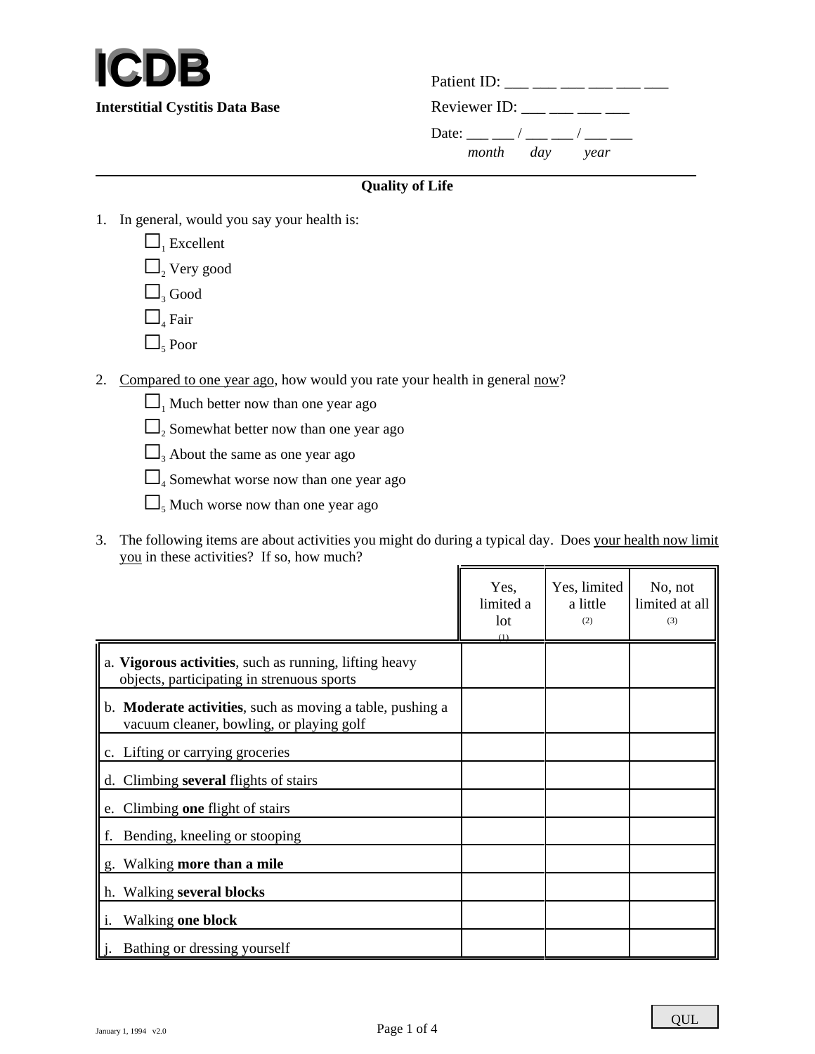# ICDB

**Interstitial Cystitis Data Base**

Patient ID: ___ ___ ___ ___ ___ ___

Reviewer ID: ___ ___ ___ ___

Date: ___ ___ / ___ ___ / ___ ___
*month day year*

---

**Quality of Life**

1. In general, would you say your health is:
   - ☐1 Excellent
   - ☐2 Very good
   - ☐3 Good
   - ☐4 Fair
   - ☐5 Poor

2. Compared to one year ago, how would you rate your health in general now?
   - ☐1 Much better now than one year ago
   - ☐2 Somewhat better now than one year ago
   - ☐3 About the same as one year ago
   - ☐4 Somewhat worse now than one year ago
   - ☐5 Much worse now than one year ago

3. The following items are about activities you might do during a typical day. Does your health now limit you in these activities? If so, how much?

| | Yes, limited a lot (1) | Yes, limited a little (2) | No, not limited at all (3) |
|---|---|---|---|
| a. **Vigorous activities**, such as running, lifting heavy objects, participating in strenuous sports | | | |
| b. **Moderate activities**, such as moving a table, pushing a vacuum cleaner, bowling, or playing golf | | | |
| c. Lifting or carrying groceries | | | |
| d. Climbing **several** flights of stairs | | | |
| e. Climbing **one** flight of stairs | | | |
| f. Bending, kneeling or stooping | | | |
| g. Walking **more than a mile** | | | |
| h. Walking **several blocks** | | | |
| i. Walking **one block** | | | |
| j. Bathing or dressing yourself | | | |

January 1, 1994 v2.0

QUL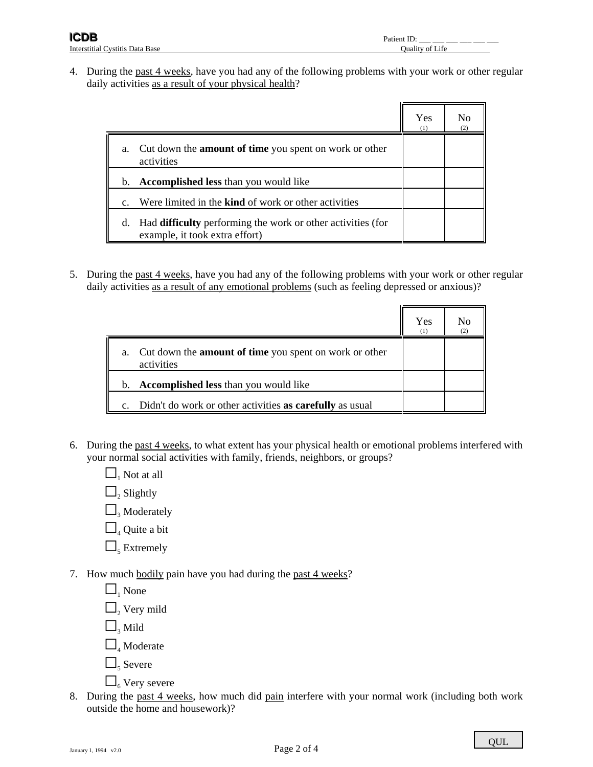4. During the past 4 weeks, have you had any of the following problems with your work or other regular daily activities as a result of your physical health?

| | Yes (1) | No (2) |
|---|---|---|
| a. Cut down the **amount of time** you spent on work or other activities | | |
| b. **Accomplished less** than you would like | | |
| c. Were limited in the **kind** of work or other activities | | |
| d. Had **difficulty** performing the work or other activities (for example, it took extra effort) | | |

5. During the past 4 weeks, have you had any of the following problems with your work or other regular daily activities as a result of any emotional problems (such as feeling depressed or anxious)?

| | Yes (1) | No (2) |
|---|---|---|
| a. Cut down the **amount of time** you spent on work or other activities | | |
| b. **Accomplished less** than you would like | | |
| c. Didn't do work or other activities **as carefully** as usual | | |

6. During the past 4 weeks, to what extent has your physical health or emotional problems interfered with your normal social activities with family, friends, neighbors, or groups?

   - ☐1 Not at all
   - ☐2 Slightly
   - ☐3 Moderately
   - ☐4 Quite a bit
   - ☐5 Extremely

7. How much bodily pain have you had during the past 4 weeks?

   - ☐1 None
   - ☐2 Very mild
   - ☐3 Mild
   - ☐4 Moderate
   - ☐5 Severe
   - ☐6 Very severe

8. During the past 4 weeks, how much did pain interfere with your normal work (including both work outside the home and housework)?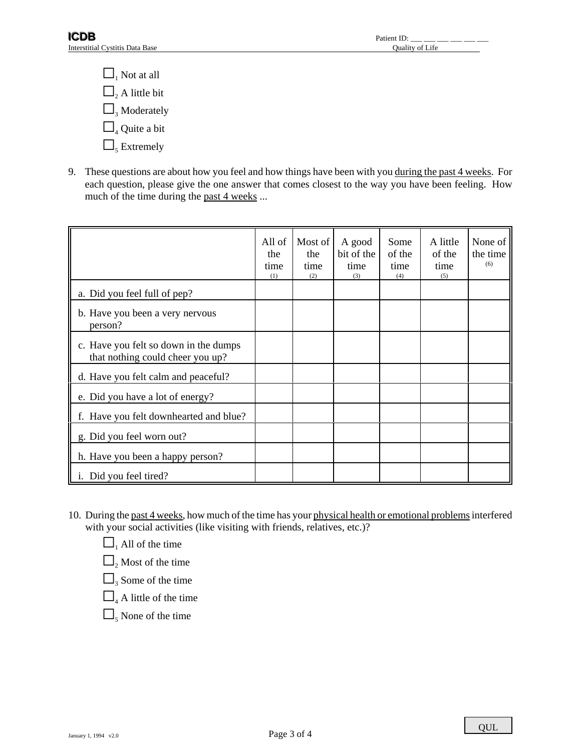☐[1] Not at all

☐[2] A little bit

☐[3] Moderately

☐[4] Quite a bit

☐[5] Extremely

9. These questions are about how you feel and how things have been with you <u>during the past 4 weeks</u>. For each question, please give the one answer that comes closest to the way you have been feeling. How much of the time during the <u>past 4 weeks</u> ...

| | All of the time (1) | Most of the time (2) | A good bit of the time (3) | Some of the time (4) | A little of the time (5) | None of the time (6) |
|---|---|---|---|---|---|---|
| a. Did you feel full of pep? | | | | | | |
| b. Have you been a very nervous person? | | | | | | |
| c. Have you felt so down in the dumps that nothing could cheer you up? | | | | | | |
| d. Have you felt calm and peaceful? | | | | | | |
| e. Did you have a lot of energy? | | | | | | |
| f. Have you felt downhearted and blue? | | | | | | |
| g. Did you feel worn out? | | | | | | |
| h. Have you been a happy person? | | | | | | |
| i. Did you feel tired? | | | | | | |

10. During the <u>past 4 weeks</u>, how much of the time has your <u>physical health or emotional problems</u> interfered with your social activities (like visiting with friends, relatives, etc.)?

☐[1] All of the time

☐[2] Most of the time

☐[3] Some of the time

☐[4] A little of the time

☐[5] None of the time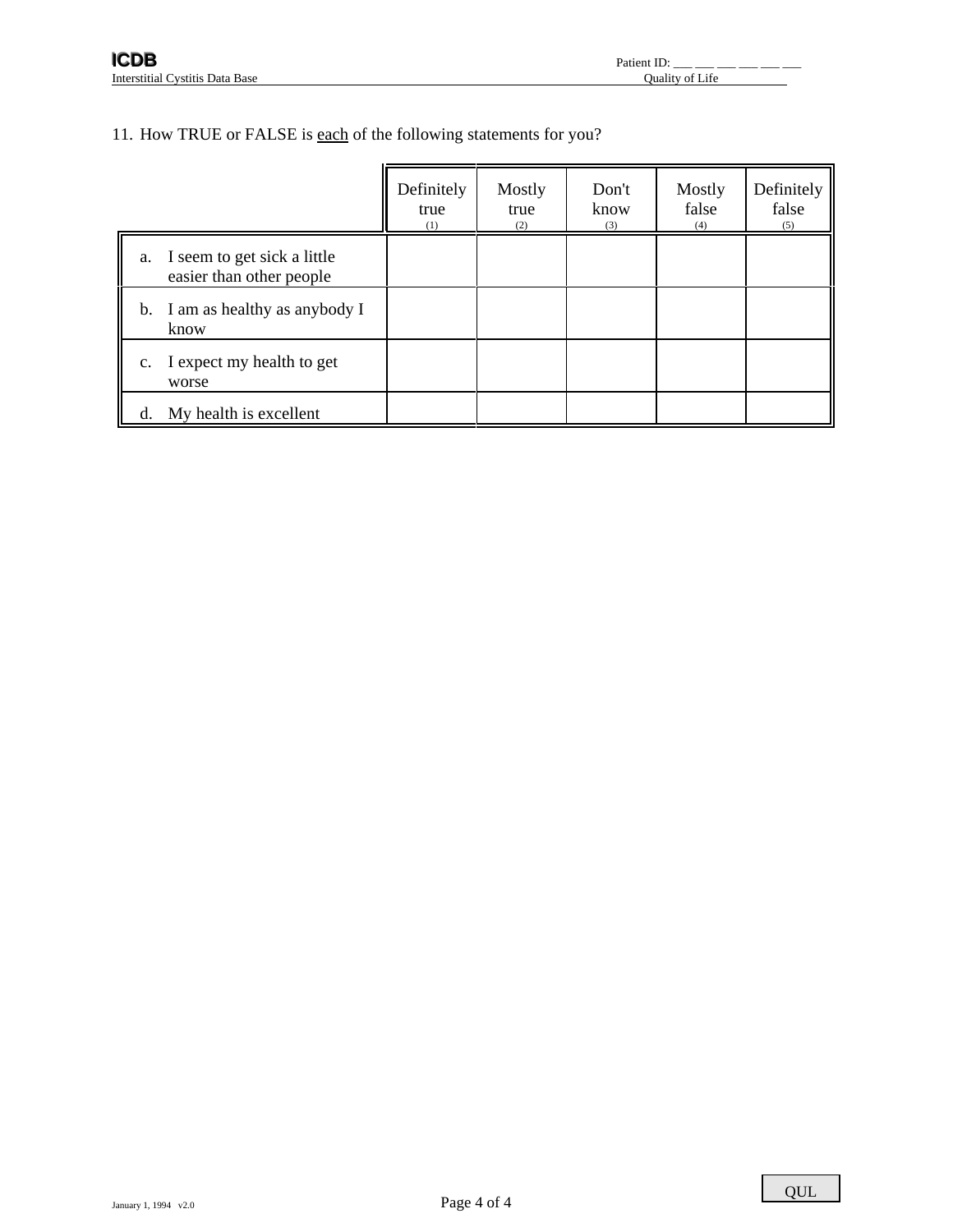11. How TRUE or FALSE is <u>each</u> of the following statements for you?

| | Definitely true (1) | Mostly true (2) | Don't know (3) | Mostly false (4) | Definitely false (5) |
|---|---|---|---|---|---|
| a. I seem to get sick a little easier than other people | | | | | |
| b. I am as healthy as anybody I know | | | | | |
| c. I expect my health to get worse | | | | | |
| d. My health is excellent | | | | | |

January 1, 1994 v2.0

QUL